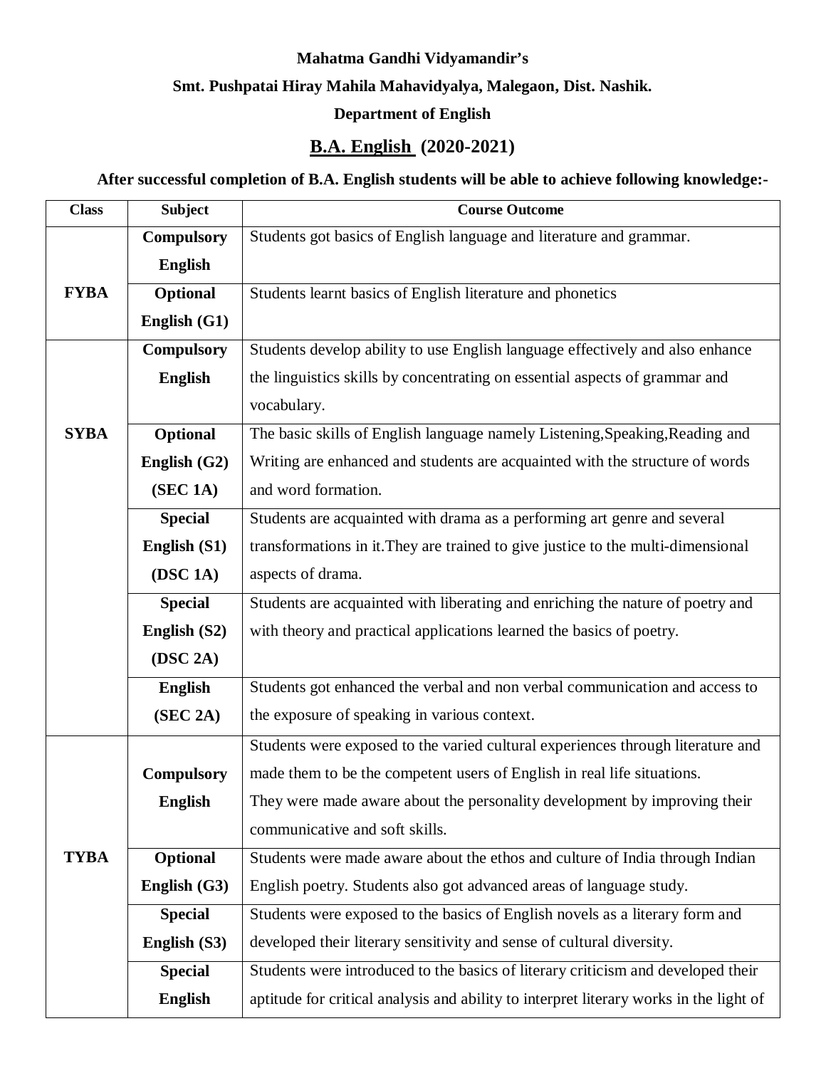**Mahatma Gandhi Vidyamandir's**

**Smt. Pushpatai Hiray Mahila Mahavidyalya, Malegaon, Dist. Nashik.**

**Department of English**

## B.A. English (2020-2021)

**After successful completion of B.A. English students will be able to achieve following knowledge:-**

| Class | Subject | Course Outcome |
|---|---|---|
| FYBA | **Compulsory English** | Students got basics of English language and literature and grammar. |
| | **Optional English (G1)** | Students learnt basics of English literature and phonetics |
| SYBA | **Compulsory English** | Students develop ability to use English language effectively and also enhance the linguistics skills by concentrating on essential aspects of grammar and vocabulary. |
| | **Optional English (G2) (SEC 1A)** | The basic skills of English language namely Listening,Speaking,Reading and Writing are enhanced and students are acquainted with the structure of words and word formation. |
| | **Special English (S1) (DSC 1A)** | Students are acquainted with drama as a performing art genre and several transformations in it.They are trained to give justice to the multi-dimensional aspects of drama. |
| | **Special English (S2) (DSC 2A)** | Students are acquainted with liberating and enriching the nature of poetry and with theory and practical applications learned the basics of poetry. |
| | **English (SEC 2A)** | Students got enhanced the verbal and non verbal communication and access to the exposure of speaking in various context. |
| TYBA | **Compulsory English** | Students were exposed to the varied cultural experiences through literature and made them to be the competent users of English in real life situations. They were made aware about the personality development by improving their communicative and soft skills. |
| | **Optional English (G3)** | Students were made aware about the ethos and culture of India through Indian English poetry. Students also got advanced areas of language study. |
| | **Special English (S3)** | Students were exposed to the basics of English novels as a literary form and developed their literary sensitivity and sense of cultural diversity. |
| | **Special English** | Students were introduced to the basics of literary criticism and developed their aptitude for critical analysis and ability to interpret literary works in the light of |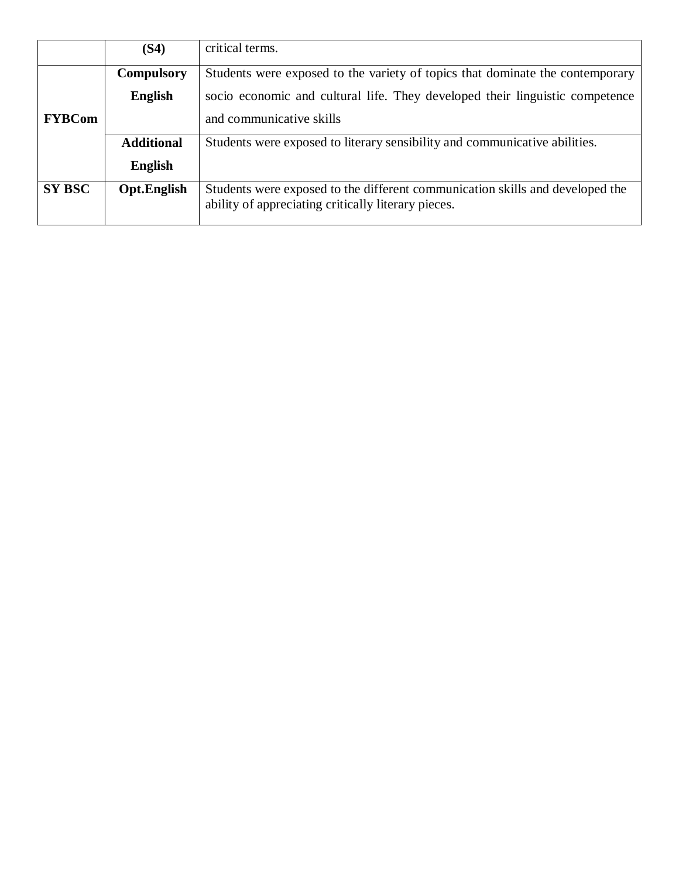| | | |
|---|---|---|
| | **(S4)** | critical terms. |
| **FYBCom** | **Compulsory English** | Students were exposed to the variety of topics that dominate the contemporary socio economic and cultural life. They developed their linguistic competence and communicative skills |
| | **Additional English** | Students were exposed to literary sensibility and communicative abilities. |
| **SY BSC** | **Opt.English** | Students were exposed to the different communication skills and developed the ability of appreciating critically literary pieces. |